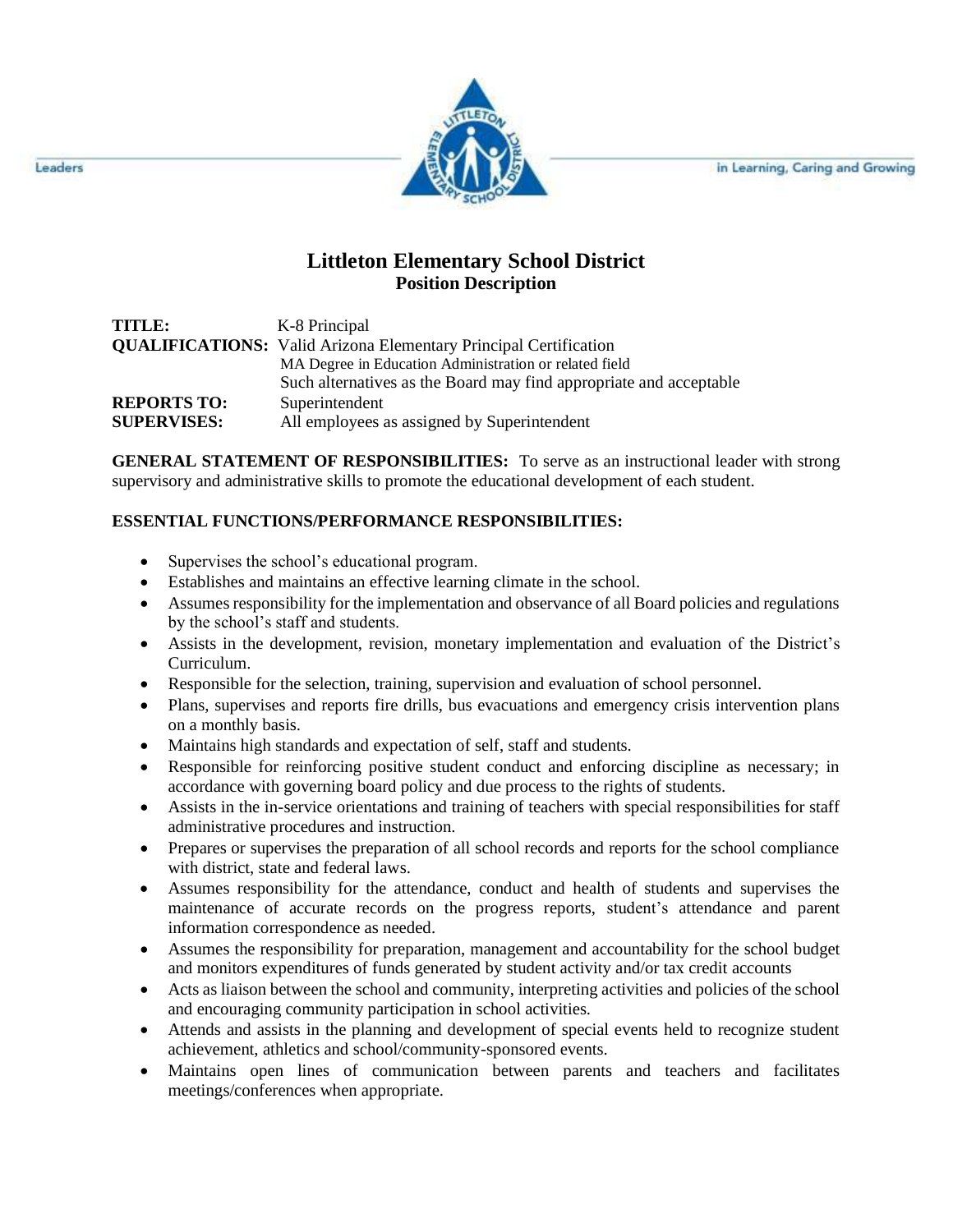Leaders in Learning, Caring and Growing

# Littleton Elementary School District
## Position Description

**TITLE:** K-8 Principal

**QUALIFICATIONS:** Valid Arizona Elementary Principal Certification
MA Degree in Education Administration or related field
Such alternatives as the Board may find appropriate and acceptable

**REPORTS TO:** Superintendent

**SUPERVISES:** All employees as assigned by Superintendent

**GENERAL STATEMENT OF RESPONSIBILITIES:** To serve as an instructional leader with strong supervisory and administrative skills to promote the educational development of each student.

**ESSENTIAL FUNCTIONS/PERFORMANCE RESPONSIBILITIES:**

- Supervises the school's educational program.
- Establishes and maintains an effective learning climate in the school.
- Assumes responsibility for the implementation and observance of all Board policies and regulations by the school's staff and students.
- Assists in the development, revision, monetary implementation and evaluation of the District's Curriculum.
- Responsible for the selection, training, supervision and evaluation of school personnel.
- Plans, supervises and reports fire drills, bus evacuations and emergency crisis intervention plans on a monthly basis.
- Maintains high standards and expectation of self, staff and students.
- Responsible for reinforcing positive student conduct and enforcing discipline as necessary; in accordance with governing board policy and due process to the rights of students.
- Assists in the in-service orientations and training of teachers with special responsibilities for staff administrative procedures and instruction.
- Prepares or supervises the preparation of all school records and reports for the school compliance with district, state and federal laws.
- Assumes responsibility for the attendance, conduct and health of students and supervises the maintenance of accurate records on the progress reports, student's attendance and parent information correspondence as needed.
- Assumes the responsibility for preparation, management and accountability for the school budget and monitors expenditures of funds generated by student activity and/or tax credit accounts
- Acts as liaison between the school and community, interpreting activities and policies of the school and encouraging community participation in school activities.
- Attends and assists in the planning and development of special events held to recognize student achievement, athletics and school/community-sponsored events.
- Maintains open lines of communication between parents and teachers and facilitates meetings/conferences when appropriate.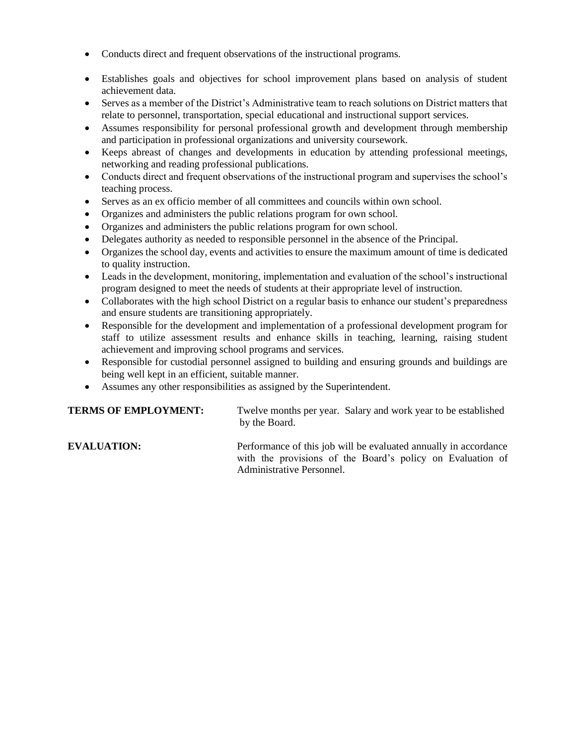- Conducts direct and frequent observations of the instructional programs.

- Establishes goals and objectives for school improvement plans based on analysis of student achievement data.
- Serves as a member of the District's Administrative team to reach solutions on District matters that relate to personnel, transportation, special educational and instructional support services.
- Assumes responsibility for personal professional growth and development through membership and participation in professional organizations and university coursework.
- Keeps abreast of changes and developments in education by attending professional meetings, networking and reading professional publications.
- Conducts direct and frequent observations of the instructional program and supervises the school's teaching process.
- Serves as an ex officio member of all committees and councils within own school.
- Organizes and administers the public relations program for own school.
- Organizes and administers the public relations program for own school.
- Delegates authority as needed to responsible personnel in the absence of the Principal.
- Organizes the school day, events and activities to ensure the maximum amount of time is dedicated to quality instruction.
- Leads in the development, monitoring, implementation and evaluation of the school's instructional program designed to meet the needs of students at their appropriate level of instruction.
- Collaborates with the high school District on a regular basis to enhance our student's preparedness and ensure students are transitioning appropriately.
- Responsible for the development and implementation of a professional development program for staff to utilize assessment results and enhance skills in teaching, learning, raising student achievement and improving school programs and services.
- Responsible for custodial personnel assigned to building and ensuring grounds and buildings are being well kept in an efficient, suitable manner.
- Assumes any other responsibilities as assigned by the Superintendent.

**TERMS OF EMPLOYMENT:** Twelve months per year. Salary and work year to be established by the Board.

**EVALUATION:** Performance of this job will be evaluated annually in accordance with the provisions of the Board's policy on Evaluation of Administrative Personnel.